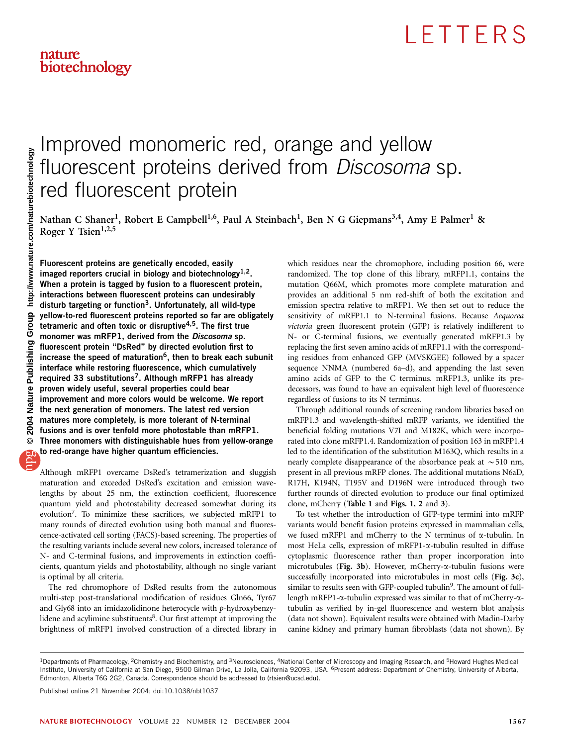# Improved monomeric red, orange and yellow fluorescent proteins derived from *Discosoma* sp. red fluorescent protein

Nathan C Shaner[1], Robert E Campbell[1,6], Paul A Steinbach[1], Ben N G Giepmans[3,4], Amy E Palmer[1] & Roger Y Tsien[1,2,5]

**Fluorescent proteins are genetically encoded, easily imaged reporters crucial in biology and biotechnology[1,2]. When a protein is tagged by fusion to a fluorescent protein, interactions between fluorescent proteins can undesirably disturb targeting or function[3]. Unfortunately, all wild-type yellow-to-red fluorescent proteins reported so far are obligately tetrameric and often toxic or disruptive[4,5]. The first true monomer was mRFP1, derived from the *Discosoma* sp. fluorescent protein "DsRed" by directed evolution first to increase the speed of maturation[6], then to break each subunit interface while restoring fluorescence, which cumulatively required 33 substitutions[7]. Although mRFP1 has already proven widely useful, several properties could bear improvement and more colors would be welcome. We report the next generation of monomers. The latest red version matures more completely, is more tolerant of N-terminal fusions and is over tenfold more photostable than mRFP1. Three monomers with distinguishable hues from yellow-orange to red-orange have higher quantum efficiencies.**

Although mRFP1 overcame DsRed's tetramerization and sluggish maturation and exceeded DsRed's excitation and emission wavelengths by about 25 nm, the extinction coefficient, fluorescence quantum yield and photostability decreased somewhat during its evolution[7]. To minimize these sacrifices, we subjected mRFP1 to many rounds of directed evolution using both manual and fluorescence-activated cell sorting (FACS)-based screening. The properties of the resulting variants include several new colors, increased tolerance of N- and C-terminal fusions, and improvements in extinction coefficients, quantum yields and photostability, although no single variant is optimal by all criteria.

The red chromophore of DsRed results from the autonomous multi-step post-translational modification of residues Gln66, Tyr67 and Gly68 into an imidazolidinone heterocycle with *p*-hydroxybenzylidene and acylimine substituents[8]. Our first attempt at improving the brightness of mRFP1 involved construction of a directed library in which residues near the chromophore, including position 66, were randomized. The top clone of this library, mRFP1.1, contains the mutation Q66M, which promotes more complete maturation and provides an additional 5 nm red-shift of both the excitation and emission spectra relative to mRFP1. We then set out to reduce the sensitivity of mRFP1.1 to N-terminal fusions. Because *Aequorea victoria* green fluorescent protein (GFP) is relatively indifferent to N- or C-terminal fusions, we eventually generated mRFP1.3 by replacing the first seven amino acids of mRFP1.1 with the corresponding residues from enhanced GFP (MVSKGEE) followed by a spacer sequence NNMA (numbered 6a–d), and appending the last seven amino acids of GFP to the C terminus. mRFP1.3, unlike its predecessors, was found to have an equivalent high level of fluorescence regardless of fusions to its N terminus.

Through additional rounds of screening random libraries based on mRFP1.3 and wavelength-shifted mRFP variants, we identified the beneficial folding mutations V7I and M182K, which were incorporated into clone mRFP1.4. Randomization of position 163 in mRFP1.4 led to the identification of the substitution M163Q, which results in a nearly complete disappearance of the absorbance peak at ~510 nm, present in all previous mRFP clones. The additional mutations N6aD, R17H, K194N, T195V and D196N were introduced through two further rounds of directed evolution to produce our final optimized clone, mCherry (**Table 1** and **Figs. 1, 2** and **3**).

To test whether the introduction of GFP-type termini into mRFP variants would benefit fusion proteins expressed in mammalian cells, we fused mRFP1 and mCherry to the N terminus of α-tubulin. In most HeLa cells, expression of mRFP1-α-tubulin resulted in diffuse cytoplasmic fluorescence rather than proper incorporation into microtubules (**Fig. 3b**). However, mCherry-α-tubulin fusions were successfully incorporated into microtubules in most cells (**Fig. 3c**), similar to results seen with GFP-coupled tubulin[9]. The amount of full-length mRFP1-α-tubulin expressed was similar to that of mCherry-α-tubulin as verified by in-gel fluorescence and western blot analysis (data not shown). Equivalent results were obtained with Madin-Darby canine kidney and primary human fibroblasts (data not shown). By

---

[1]Departments of Pharmacology, [2]Chemistry and Biochemistry, and [3]Neurosciences, [4]National Center of Microscopy and Imaging Research, and [5]Howard Hughes Medical Institute, University of California at San Diego, 9500 Gilman Drive, La Jolla, California 92093, USA. [6]Present address: Department of Chemistry, University of Alberta, Edmonton, Alberta T6G 2G2, Canada. Correspondence should be addressed to (rtsien@ucsd.edu).

Published online 21 November 2004; doi:10.1038/nbt1037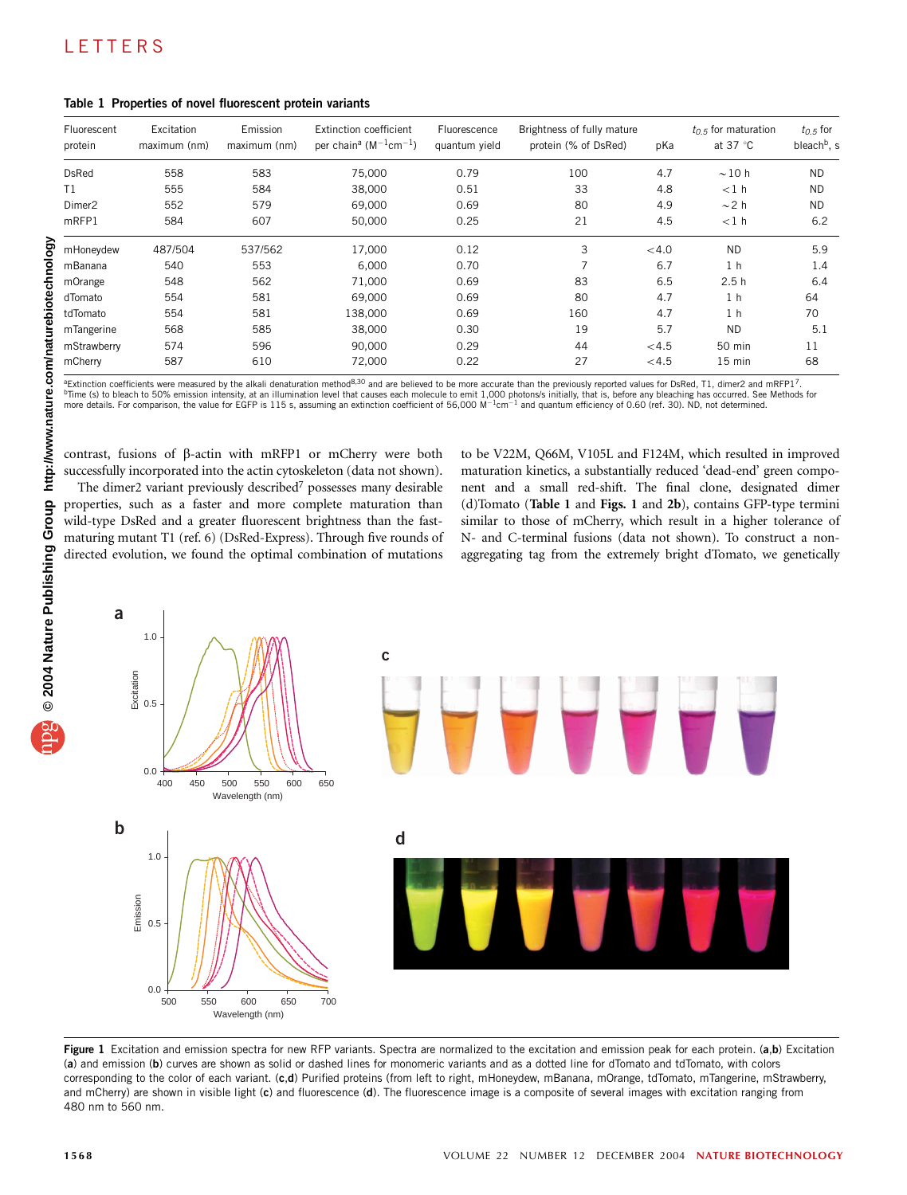**Table 1 Properties of novel fluorescent protein variants**

| Fluorescent protein | Excitation maximum (nm) | Emission maximum (nm) | Extinction coefficient per chain[a] ($M^{-1}cm^{-1}$) | Fluorescence quantum yield | Brightness of fully mature protein (% of DsRed) | pKa | $t_{0.5}$ for maturation at 37 °C | $t_{0.5}$ for bleach[b], s |
|---|---|---|---|---|---|---|---|---|
| DsRed | 558 | 583 | 75,000 | 0.79 | 100 | 4.7 | ~10 h | ND |
| T1 | 555 | 584 | 38,000 | 0.51 | 33 | 4.8 | <1 h | ND |
| Dimer2 | 552 | 579 | 69,000 | 0.69 | 80 | 4.9 | ~2 h | ND |
| mRFP1 | 584 | 607 | 50,000 | 0.25 | 21 | 4.5 | <1 h | 6.2 |
| mHoneydew | 487/504 | 537/562 | 17,000 | 0.12 | 3 | <4.0 | ND | 5.9 |
| mBanana | 540 | 553 | 6,000 | 0.70 | 7 | 6.7 | 1 h | 1.4 |
| mOrange | 548 | 562 | 71,000 | 0.69 | 83 | 6.5 | 2.5 h | 6.4 |
| dTomato | 554 | 581 | 69,000 | 0.69 | 80 | 4.7 | 1 h | 64 |
| tdTomato | 554 | 581 | 138,000 | 0.69 | 160 | 4.7 | 1 h | 70 |
| mTangerine | 568 | 585 | 38,000 | 0.30 | 19 | 5.7 | ND | 5.1 |
| mStrawberry | 574 | 596 | 90,000 | 0.29 | 44 | <4.5 | 50 min | 11 |
| mCherry | 587 | 610 | 72,000 | 0.22 | 27 | <4.5 | 15 min | 68 |

[a]Extinction coefficients were measured by the alkali denaturation method[8,30] and are believed to be more accurate than the previously reported values for DsRed, T1, dimer2 and mRFP1[7].
[b]Time (s) to bleach to 50% emission intensity, at an illumination level that causes each molecule to emit 1,000 photons/s initially, that is, before any bleaching has occurred. See Methods for more details. For comparison, the value for EGFP is 115 s, assuming an extinction coefficient of 56,000 $M^{-1}cm^{-1}$ and quantum efficiency of 0.60 (ref. 30). ND, not determined.

contrast, fusions of β-actin with mRFP1 or mCherry were both successfully incorporated into the actin cytoskeleton (data not shown).

The dimer2 variant previously described[7] possesses many desirable properties, such as a faster and more complete maturation than wild-type DsRed and a greater fluorescent brightness than the fast-maturing mutant T1 (ref. 6) (DsRed-Express). Through five rounds of directed evolution, we found the optimal combination of mutations to be V22M, Q66M, V105L and F124M, which resulted in improved maturation kinetics, a substantially reduced 'dead-end' green component and a small red-shift. The final clone, designated dimer (d)Tomato (**Table 1** and **Figs. 1** and **2b**), contains GFP-type termini similar to those of mCherry, which result in a higher tolerance of N- and C-terminal fusions (data not shown). To construct a non-aggregating tag from the extremely bright dTomato, we genetically

**Figure 1** Excitation and emission spectra for new RFP variants. Spectra are normalized to the excitation and emission peak for each protein. (**a**,**b**) Excitation (**a**) and emission (**b**) curves are shown as solid or dashed lines for monomeric variants and as a dotted line for dTomato and tdTomato, with colors corresponding to the color of each variant. (**c**,**d**) Purified proteins (from left to right, mHoneydew, mBanana, mOrange, tdTomato, mTangerine, mStrawberry, and mCherry) are shown in visible light (**c**) and fluorescence (**d**). The fluorescence image is a composite of several images with excitation ranging from 480 nm to 560 nm.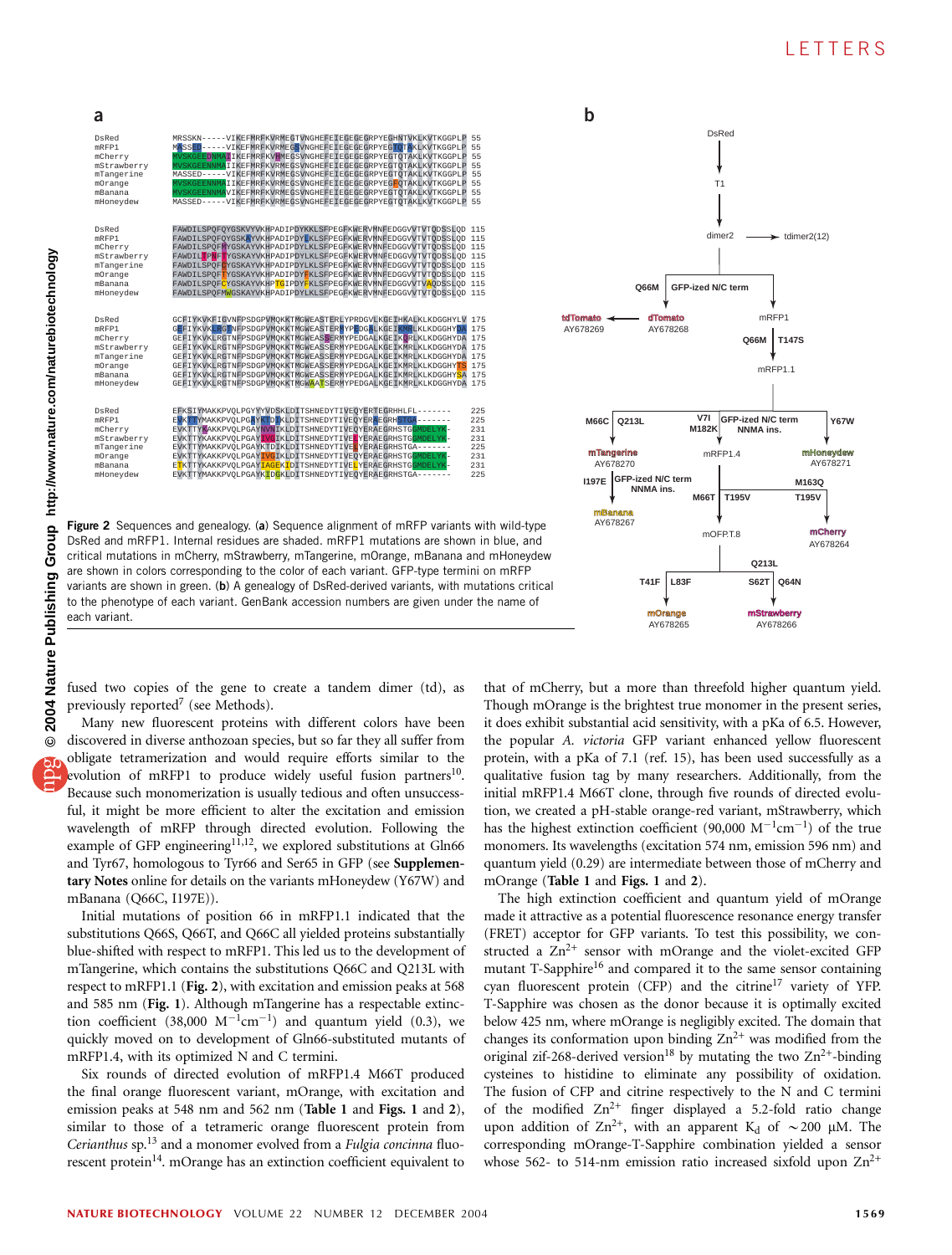Figure 2 Sequences and genealogy. (a) Sequence alignment of mRFP variants with wild-type DsRed and mRFP1. Internal residues are shaded. mRFP1 mutations are shown in blue, and critical mutations in mCherry, mStrawberry, mTangerine, mOrange, mBanana and mHoneydew are shown in colors corresponding to the color of each variant. GFP-type termini on mRFP variants are shown in green. (b) A genealogy of DsRed-derived variants, with mutations critical to the phenotype of each variant. GenBank accession numbers are given under the name of each variant.

fused two copies of the gene to create a tandem dimer (td), as previously reported[7] (see Methods).

Many new fluorescent proteins with different colors have been discovered in diverse anthozoan species, but so far they all suffer from obligate tetramerization and would require efforts similar to the evolution of mRFP1 to produce widely useful fusion partners[10]. Because such monomerization is usually tedious and often unsuccessful, it might be more efficient to alter the excitation and emission wavelength of mRFP through directed evolution. Following the example of GFP engineering[11,12], we explored substitutions at Gln66 and Tyr67, homologous to Tyr66 and Ser65 in GFP (see **Supplementary Notes** online for details on the variants mHoneydew (Y67W) and mBanana (Q66C, I197E)).

Initial mutations of position 66 in mRFP1.1 indicated that the substitutions Q66S, Q66T, and Q66C all yielded proteins substantially blue-shifted with respect to mRFP1. This led us to the development of mTangerine, which contains the substitutions Q66C and Q213L with respect to mRFP1.1 (**Fig. 2**), with excitation and emission peaks at 568 and 585 nm (**Fig. 1**). Although mTangerine has a respectable extinction coefficient (38,000 $M^{-1}cm^{-1}$) and quantum yield (0.3), we quickly moved on to development of Gln66-substituted mutants of mRFP1.4, with its optimized N and C termini.

Six rounds of directed evolution of mRFP1.4 M66T produced the final orange fluorescent variant, mOrange, with excitation and emission peaks at 548 nm and 562 nm (**Table 1** and **Figs. 1** and **2**), similar to those of a tetrameric orange fluorescent protein from *Cerianthus* sp.[13] and a monomer evolved from a *Fulgia concinna* fluorescent protein[14]. mOrange has an extinction coefficient equivalent to that of mCherry, but a more than threefold higher quantum yield. Though mOrange is the brightest true monomer in the present series, it does exhibit substantial acid sensitivity, with a pKa of 6.5. However, the popular *A. victoria* GFP variant enhanced yellow fluorescent protein, with a pKa of 7.1 (ref. 15), has been used successfully as a qualitative fusion tag by many researchers. Additionally, from the initial mRFP1.4 M66T clone, through five rounds of directed evolution, we created a pH-stable orange-red variant, mStrawberry, which has the highest extinction coefficient (90,000 $M^{-1}cm^{-1}$) of the true monomers. Its wavelengths (excitation 574 nm, emission 596 nm) and quantum yield (0.29) are intermediate between those of mCherry and mOrange (**Table 1** and **Figs. 1** and **2**).

The high extinction coefficient and quantum yield of mOrange made it attractive as a potential fluorescence resonance energy transfer (FRET) acceptor for GFP variants. To test this possibility, we constructed a $Zn^{2+}$ sensor with mOrange and the violet-excited GFP mutant T-Sapphire[16] and compared it to the same sensor containing cyan fluorescent protein (CFP) and the citrine[17] variety of YFP. T-Sapphire was chosen as the donor because it is optimally excited below 425 nm, where mOrange is negligibly excited. The domain that changes its conformation upon binding $Zn^{2+}$ was modified from the original zif-268-derived version[18] by mutating the two $Zn^{2+}$-binding cysteines to histidine to eliminate any possibility of oxidation. The fusion of CFP and citrine respectively to the N and C termini of the modified $Zn^{2+}$ finger displayed a 5.2-fold ratio change upon addition of $Zn^{2+}$, with an apparent $K_d$ of ~200 μM. The corresponding mOrange-T-Sapphire combination yielded a sensor whose 562- to 514-nm emission ratio increased sixfold upon $Zn^{2+}$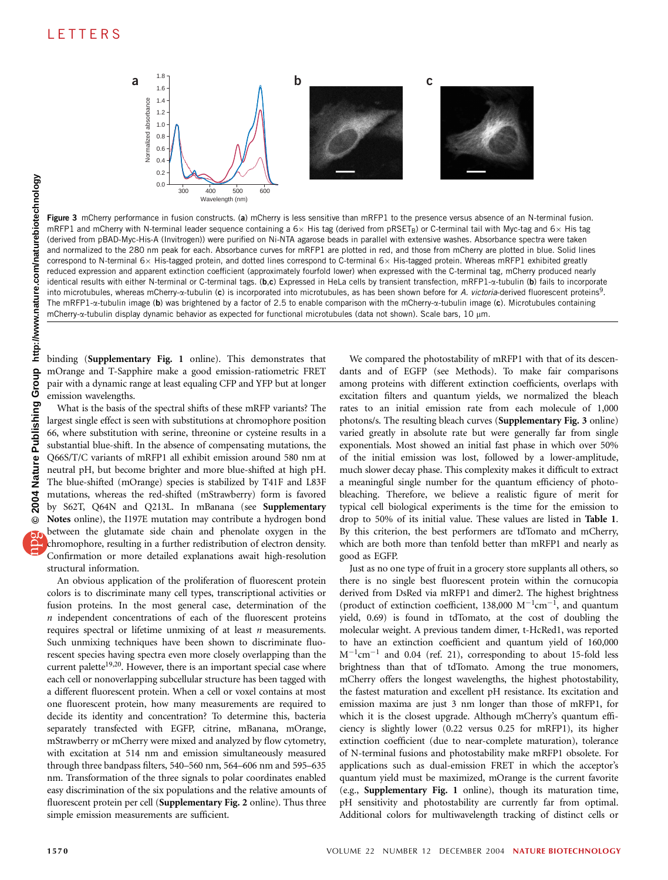**Figure 3** mCherry performance in fusion constructs. (**a**) mCherry is less sensitive than mRFP1 to the presence versus absence of an N-terminal fusion. mRFP1 and mCherry with N-terminal leader sequence containing a 6× His tag (derived from pRSET$_B$) or C-terminal tail with Myc-tag and 6× His tag (derived from pBAD-Myc-His-A (Invitrogen)) were purified on Ni-NTA agarose beads in parallel with extensive washes. Absorbance spectra were taken and normalized to the 280 nm peak for each. Absorbance curves for mRFP1 are plotted in red, and those from mCherry are plotted in blue. Solid lines correspond to N-terminal 6× His-tagged protein, and dotted lines correspond to C-terminal 6× His-tagged protein. Whereas mRFP1 exhibited greatly reduced expression and apparent extinction coefficient (approximately fourfold lower) when expressed with the C-terminal tag, mCherry produced nearly identical results with either N-terminal or C-terminal tags. (**b**,**c**) Expressed in HeLa cells by transient transfection, mRFP1-α-tubulin (**b**) fails to incorporate into microtubules, whereas mCherry-α-tubulin (**c**) is incorporated into microtubules, as has been shown before for *A. victoria*-derived fluorescent proteins[9]. The mRFP1-α-tubulin image (**b**) was brightened by a factor of 2.5 to enable comparison with the mCherry-α-tubulin image (**c**). Microtubules containing mCherry-α-tubulin display dynamic behavior as expected for functional microtubules (data not shown). Scale bars, 10 μm.

binding (**Supplementary Fig. 1** online). This demonstrates that mOrange and T-Sapphire make a good emission-ratiometric FRET pair with a dynamic range at least equaling CFP and YFP but at longer emission wavelengths.

What is the basis of the spectral shifts of these mRFP variants? The largest single effect is seen with substitutions at chromophore position 66, where substitution with serine, threonine or cysteine results in a substantial blue-shift. In the absence of compensating mutations, the Q66S/T/C variants of mRFP1 all exhibit emission around 580 nm at neutral pH, but become brighter and more blue-shifted at high pH. The blue-shifted (mOrange) species is stabilized by T41F and L83F mutations, whereas the red-shifted (mStrawberry) form is favored by S62T, Q64N and Q213L. In mBanana (see **Supplementary Notes** online), the I197E mutation may contribute a hydrogen bond between the glutamate side chain and phenolate oxygen in the chromophore, resulting in a further redistribution of electron density. Confirmation or more detailed explanations await high-resolution structural information.

An obvious application of the proliferation of fluorescent protein colors is to discriminate many cell types, transcriptional activities or fusion proteins. In the most general case, determination of the *n* independent concentrations of each of the fluorescent proteins requires spectral or lifetime unmixing of at least *n* measurements. Such unmixing techniques have been shown to discriminate fluorescent species having spectra even more closely overlapping than the current palette[19,20]. However, there is an important special case where each cell or nonoverlapping subcellular structure has been tagged with a different fluorescent protein. When a cell or voxel contains at most one fluorescent protein, how many measurements are required to decide its identity and concentration? To determine this, bacteria separately transfected with EGFP, citrine, mBanana, mOrange, mStrawberry or mCherry were mixed and analyzed by flow cytometry, with excitation at 514 nm and emission simultaneously measured through three bandpass filters, 540–560 nm, 564–606 nm and 595–635 nm. Transformation of the three signals to polar coordinates enabled easy discrimination of the six populations and the relative amounts of fluorescent protein per cell (**Supplementary Fig. 2** online). Thus three simple emission measurements are sufficient.

We compared the photostability of mRFP1 with that of its descendants and of EGFP (see Methods). To make fair comparisons among proteins with different extinction coefficients, overlaps with excitation filters and quantum yields, we normalized the bleach rates to an initial emission rate from each molecule of 1,000 photons/s. The resulting bleach curves (**Supplementary Fig. 3** online) varied greatly in absolute rate but were generally far from single exponentials. Most showed an initial fast phase in which over 50% of the initial emission was lost, followed by a lower-amplitude, much slower decay phase. This complexity makes it difficult to extract a meaningful single number for the quantum efficiency of photobleaching. Therefore, we believe a realistic figure of merit for typical cell biological experiments is the time for the emission to drop to 50% of its initial value. These values are listed in **Table 1**. By this criterion, the best performers are tdTomato and mCherry, which are both more than tenfold better than mRFP1 and nearly as good as EGFP.

Just as no one type of fruit in a grocery store supplants all others, so there is no single best fluorescent protein within the cornucopia derived from DsRed via mRFP1 and dimer2. The highest brightness (product of extinction coefficient, 138,000 $M^{-1}cm^{-1}$, and quantum yield, 0.69) is found in tdTomato, at the cost of doubling the molecular weight. A previous tandem dimer, t-HcRed1, was reported to have an extinction coefficient and quantum yield of 160,000 $M^{-1}cm^{-1}$ and 0.04 (ref. 21), corresponding to about 15-fold less brightness than that of tdTomato. Among the true monomers, mCherry offers the longest wavelengths, the highest photostability, the fastest maturation and excellent pH resistance. Its excitation and emission maxima are just 3 nm longer than those of mRFP1, for which it is the closest upgrade. Although mCherry's quantum efficiency is slightly lower (0.22 versus 0.25 for mRFP1), its higher extinction coefficient (due to near-complete maturation), tolerance of N-terminal fusions and photostability make mRFP1 obsolete. For applications such as dual-emission FRET in which the acceptor's quantum yield must be maximized, mOrange is the current favorite (e.g., **Supplementary Fig. 1** online), though its maturation time, pH sensitivity and photostability are currently far from optimal. Additional colors for multiwavelength tracking of distinct cells or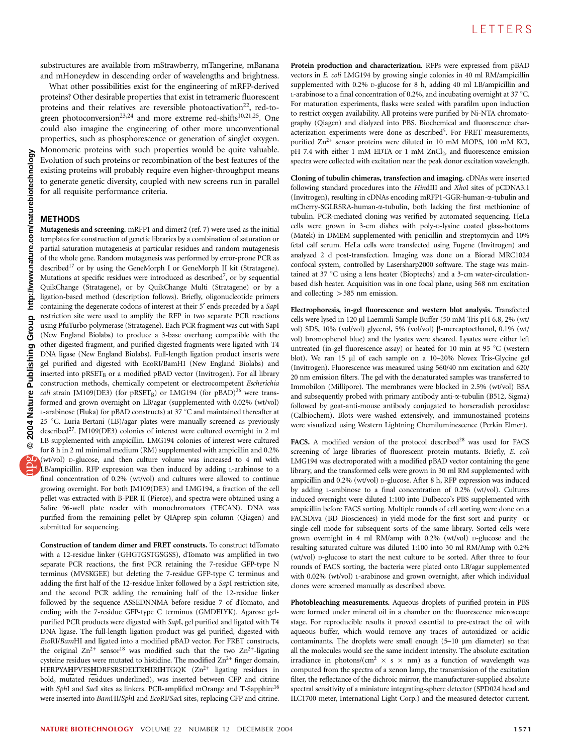substructures are available from mStrawberry, mTangerine, mBanana and mHoneydew in descending order of wavelengths and brightness.

What other possibilities exist for the engineering of mRFP-derived proteins? Other desirable properties that exist in tetrameric fluorescent proteins and their relatives are reversible photoactivation[22], red-to-green photoconversion[23,24] and more extreme red-shifts[10,21,25]. One could also imagine the engineering of other more unconventional properties, such as phosphorescence or generation of singlet oxygen. Monomeric proteins with such properties would be quite valuable. Evolution of such proteins or recombination of the best features of the existing proteins will probably require even higher-throughput means to generate genetic diversity, coupled with new screens run in parallel for all requisite performance criteria.

## METHODS

**Mutagenesis and screening.** mRFP1 and dimer2 (ref. 7) were used as the initial templates for construction of genetic libraries by a combination of saturation or partial saturation mutagenesis at particular residues and random mutagenesis of the whole gene. Random mutagenesis was performed by error-prone PCR as described[17] or by using the GeneMorph I or GeneMorph II kit (Stratagene). Mutations at specific residues were introduced as described[7], or by sequential QuikChange (Stratagene), or by QuikChange Multi (Stratagene) or by a ligation-based method (description follows). Briefly, oligonucleotide primers containing the degenerate codons of interest at their 5′ ends preceded by a *Sap*I restriction site were used to amplify the RFP in two separate PCR reactions using PfuTurbo polymerase (Stratagene). Each PCR fragment was cut with SapI (New England Biolabs) to produce a 3-base overhang compatible with the other digested fragment, and purified digested fragments were ligated with T4 DNA ligase (New England Biolabs). Full-length ligation product inserts were gel purified and digested with EcoRI/BamHI (New England Biolabs) and inserted into $pRSET_B$ or a modified pBAD vector (Invitrogen). For all library construction methods, chemically competent or electrocompetent *Escherichia coli* strain JM109(DE3) (for $pRSET_B$) or LMG194 (for pBAD)[26] were transformed and grown overnight on LB/agar (supplemented with 0.02% (wt/vol) L-arabinose (Fluka) for pBAD constructs) at 37 °C and maintained thereafter at 25 °C. Luria-Bertani (LB)/agar plates were manually screened as previously described[27]. JM109(DE3) colonies of interest were cultured overnight in 2 ml LB supplemented with ampicillin. LMG194 colonies of interest were cultured for 8 h in 2 ml minimal medium (RM) supplemented with ampicillin and 0.2% (wt/vol) D-glucose, and then culture volume was increased to 4 ml with LB/ampicillin. RFP expression was then induced by adding L-arabinose to a final concentration of 0.2% (wt/vol) and cultures were allowed to continue growing overnight. For both JM109(DE3) and LMG194, a fraction of the cell pellet was extracted with B-PER II (Pierce), and spectra were obtained using a Safire 96-well plate reader with monochromators (TECAN). DNA was purified from the remaining pellet by QIAprep spin column (Qiagen) and submitted for sequencing.

**Construction of tandem dimer and FRET constructs.** To construct tdTomato with a 12-residue linker (GHGTGSTGSGSS), dTomato was amplified in two separate PCR reactions, the first PCR retaining the 7-residue GFP-type N terminus (MVSKGEE) but deleting the 7-residue GFP-type C terminus and adding the first half of the 12-residue linker followed by a *Sap*I restriction site, and the second PCR adding the remaining half of the 12-residue linker followed by the sequence ASSEDNNMA before residue 7 of dTomato, and ending with the 7-residue GFP-type C terminus (GMDELYK). Agarose gel-purified PCR products were digested with *Sap*I, gel purified and ligated with T4 DNA ligase. The full-length ligation product was gel purified, digested with *Eco*RI/*Bam*HI and ligated into a modified pBAD vector. For FRET constructs, the original $Zn^{2+}$ sensor[18] was modified such that the two $Zn^{2+}$-ligating cysteine residues were mutated to histidine. The modified $Zn^{2+}$ finger domain, HERPYA**H**PVES**H**DRFSRSDELTR**H**IRI**H**TGQK ($Zn^{2+}$ ligating residues in bold, mutated residues underlined), was inserted between CFP and citrine with *Sph*I and *Sac*I sites as linkers. PCR-amplified mOrange and T-Sapphire[16] were inserted into *Bam*HI/*Sph*I and *Eco*RI/*Sac*I sites, replacing CFP and citrine.

**Protein production and characterization.** RFPs were expressed from pBAD vectors in *E. coli* LMG194 by growing single colonies in 40 ml RM/ampicillin supplemented with 0.2% D-glucose for 8 h, adding 40 ml LB/ampicillin and L-arabinose to a final concentration of 0.2%, and incubating overnight at 37 °C. For maturation experiments, flasks were sealed with parafilm upon induction to restrict oxygen availability. All proteins were purified by Ni-NTA chromatography (Qiagen) and dialyzed into PBS. Biochemical and fluorescence characterization experiments were done as described[5]. For FRET measurements, purified $Zn^{2+}$ sensor proteins were diluted in 10 mM MOPS, 100 mM KCl, pH 7.4 with either 1 mM EDTA or 1 mM $ZnCl_2$, and fluorescence emission spectra were collected with excitation near the peak donor excitation wavelength.

**Cloning of tubulin chimeras, transfection and imaging.** cDNAs were inserted following standard procedures into the *Hin*dIII and *Xho*I sites of pCDNA3.1 (Invitrogen), resulting in cDNAs encoding mRFP1-GGR-human-α-tubulin and mCherry-SGLRSRA-human-α-tubulin, both lacking the first methionine of tubulin. PCR-mediated cloning was verified by automated sequencing. HeLa cells were grown in 3-cm dishes with poly-D-lysine coated glass-bottoms (Matek) in DMEM supplemented with penicillin and streptomycin and 10% fetal calf serum. HeLa cells were transfected using Fugene (Invitrogen) and analyzed 2 d post-transfection. Imaging was done on a Biorad MRC1024 confocal system, controlled by Lasersharp2000 software. The stage was maintained at 37 °C using a lens heater (Bioptechs) and a 3-cm water-circulation-based dish heater. Acquisition was in one focal plane, using 568 nm excitation and collecting >585 nm emission.

**Electrophoresis, in-gel fluorescence and western blot analysis.** Transfected cells were lysed in 120 μl Laemmli Sample Buffer (50 mM Tris pH 6.8, 2% (wt/vol) SDS, 10% (vol/vol) glycerol, 5% (vol/vol) β-mercaptoethanol, 0.1% (wt/vol) bromophenol blue) and the lysates were sheared. Lysates were either left untreated (in-gel fluorescence assay) or heated for 10 min at 95 °C (western blot). We ran 15 μl of each sample on a 10–20% Novex Tris-Glycine gel (Invitrogen). Fluorescence was measured using 560/40 nm excitation and 620/20 nm emission filters. The gel with the denaturated samples was transferred to Immobilon (Millipore). The membranes were blocked in 2.5% (wt/vol) BSA and subsequently probed with primary antibody anti-α-tubulin (B512, Sigma) followed by goat-anti-mouse antibody conjugated to horseradish peroxidase (Calbiochem). Blots were washed extensively, and immunostained proteins were visualized using Western Lightning Chemiluminescence (Perkin Elmer).

**FACS.** A modified version of the protocol described[28] was used for FACS screening of large libraries of fluorescent protein mutants. Briefly, *E. coli* LMG194 was electroporated with a modified pBAD vector containing the gene library, and the transformed cells were grown in 30 ml RM supplemented with ampicillin and 0.2% (wt/vol) D-glucose. After 8 h, RFP expression was induced by adding L-arabinose to a final concentration of 0.2% (wt/vol). Cultures induced overnight were diluted 1:100 into Dulbecco's PBS supplemented with ampicillin before FACS sorting. Multiple rounds of cell sorting were done on a FACSDiva (BD Biosciences) in yield-mode for the first sort and purity- or single-cell mode for subsequent sorts of the same library. Sorted cells were grown overnight in 4 ml RM/amp with 0.2% (wt/vol) D-glucose and the resulting saturated culture was diluted 1:100 into 30 ml RM/Amp with 0.2% (wt/vol) D-glucose to start the next culture to be sorted. After three to four rounds of FACS sorting, the bacteria were plated onto LB/agar supplemented with 0.02% (wt/vol) L-arabinose and grown overnight, after which individual clones were screened manually as described above.

**Photobleaching measurements.** Aqueous droplets of purified protein in PBS were formed under mineral oil in a chamber on the fluorescence microscope stage. For reproducible results it proved essential to pre-extract the oil with aqueous buffer, which would remove any traces of autoxidized or acidic contaminants. The droplets were small enough (5–10 μm diameter) so that all the molecules would see the same incident intensity. The absolute excitation irradiance in photons/($cm^2$ × s × nm) as a function of wavelength was computed from the spectra of a xenon lamp, the transmission of the excitation filter, the reflectance of the dichroic mirror, the manufacturer-supplied absolute spectral sensitivity of a miniature integrating-sphere detector (SPD024 head and ILC1700 meter, International Light Corp.) and the measured detector current.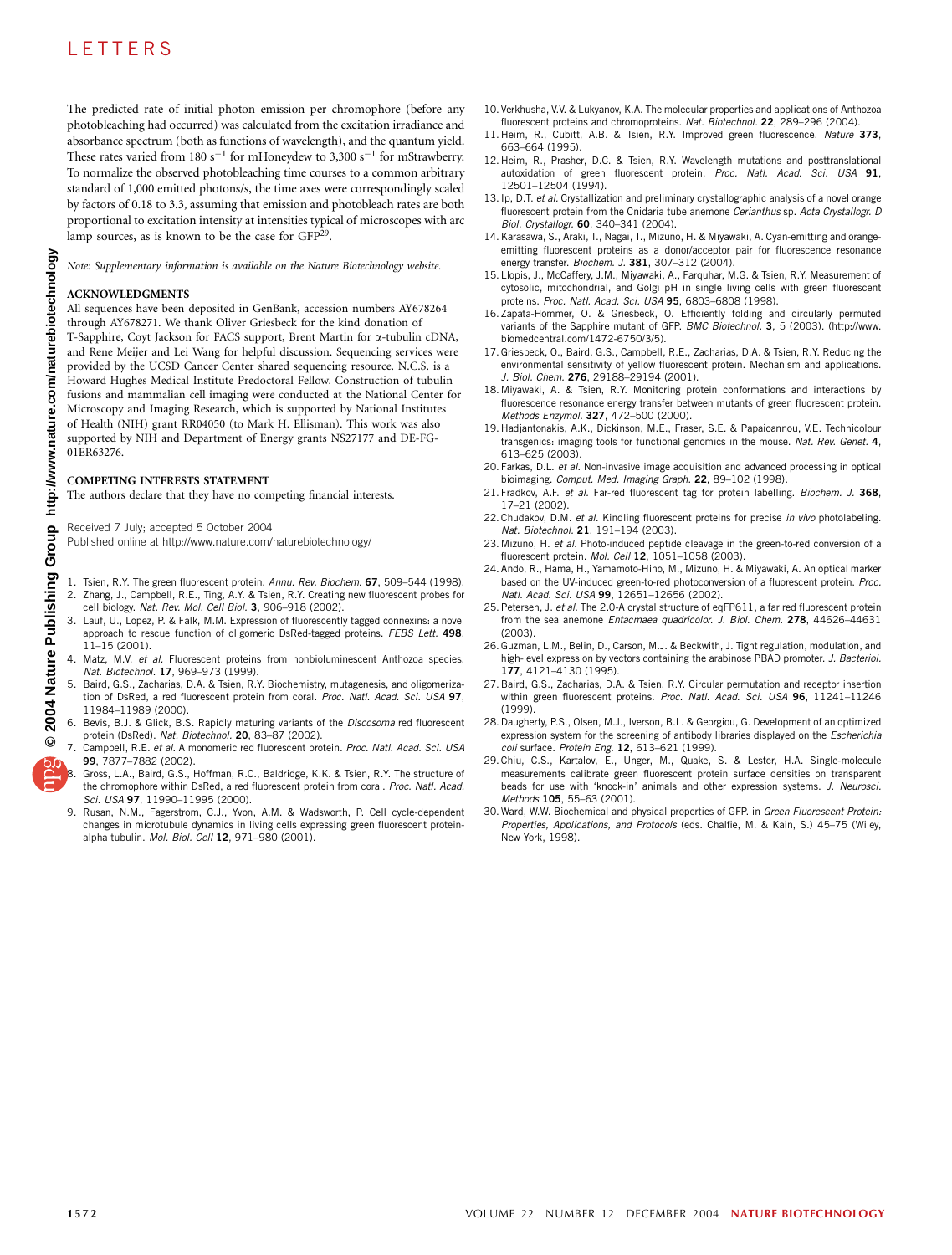The predicted rate of initial photon emission per chromophore (before any photobleaching had occurred) was calculated from the excitation irradiance and absorbance spectrum (both as functions of wavelength), and the quantum yield. These rates varied from 180 $s^{-1}$ for mHoneydew to 3,300 $s^{-1}$ for mStrawberry. To normalize the observed photobleaching time courses to a common arbitrary standard of 1,000 emitted photons/s, the time axes were correspondingly scaled by factors of 0.18 to 3.3, assuming that emission and photobleach rates are both proportional to excitation intensity at intensities typical of microscopes with arc lamp sources, as is known to be the case for GFP[29].

*Note: Supplementary information is available on the Nature Biotechnology website.*

### ACKNOWLEDGMENTS

All sequences have been deposited in GenBank, accession numbers AY678264 through AY678271. We thank Oliver Griesbeck for the kind donation of T-Sapphire, Coyt Jackson for FACS support, Brent Martin for α-tubulin cDNA, and Rene Meijer and Lei Wang for helpful discussion. Sequencing services were provided by the UCSD Cancer Center shared sequencing resource. N.C.S. is a Howard Hughes Medical Institute Predoctoral Fellow. Construction of tubulin fusions and mammalian cell imaging were conducted at the National Center for Microscopy and Imaging Research, which is supported by National Institutes of Health (NIH) grant RR04050 (to Mark H. Ellisman). This work was also supported by NIH and Department of Energy grants NS27177 and DE-FG-01ER63276.

### COMPETING INTERESTS STATEMENT

The authors declare that they have no competing financial interests.

Received 7 July; accepted 5 October 2004
Published online at http://www.nature.com/naturebiotechnology/

1. Tsien, R.Y. The green fluorescent protein. *Annu. Rev. Biochem.* **67**, 509–544 (1998).
2. Zhang, J., Campbell, R.E., Ting, A.Y. & Tsien, R.Y. Creating new fluorescent probes for cell biology. *Nat. Rev. Mol. Cell Biol.* **3**, 906–918 (2002).
3. Lauf, U., Lopez, P. & Falk, M.M. Expression of fluorescently tagged connexins: a novel approach to rescue function of oligomeric DsRed-tagged proteins. *FEBS Lett.* **498**, 11–15 (2001).
4. Matz, M.V. *et al.* Fluorescent proteins from nonbioluminescent Anthozoa species. *Nat. Biotechnol.* **17**, 969–973 (1999).
5. Baird, G.S., Zacharias, D.A. & Tsien, R.Y. Biochemistry, mutagenesis, and oligomerization of DsRed, a red fluorescent protein from coral. *Proc. Natl. Acad. Sci. USA* **97**, 11984–11989 (2000).
6. Bevis, B.J. & Glick, B.S. Rapidly maturing variants of the *Discosoma* red fluorescent protein (DsRed). *Nat. Biotechnol.* **20**, 83–87 (2002).
7. Campbell, R.E. *et al.* A monomeric red fluorescent protein. *Proc. Natl. Acad. Sci. USA* **99**, 7877–7882 (2002).
8. Gross, L.A., Baird, G.S., Hoffman, R.C., Baldridge, K.K. & Tsien, R.Y. The structure of the chromophore within DsRed, a red fluorescent protein from coral. *Proc. Natl. Acad. Sci. USA* **97**, 11990–11995 (2000).
9. Rusan, N.M., Fagerstrom, C.J., Yvon, A.M. & Wadsworth, P. Cell cycle-dependent changes in microtubule dynamics in living cells expressing green fluorescent protein-alpha tubulin. *Mol. Biol. Cell* **12**, 971–980 (2001).
10. Verkhusha, V.V. & Lukyanov, K.A. The molecular properties and applications of Anthozoa fluorescent proteins and chromoproteins. *Nat. Biotechnol.* **22**, 289–296 (2004).
11. Heim, R., Cubitt, A.B. & Tsien, R.Y. Improved green fluorescence. *Nature* **373**, 663–664 (1995).
12. Heim, R., Prasher, D.C. & Tsien, R.Y. Wavelength mutations and posttranslational autoxidation of green fluorescent protein. *Proc. Natl. Acad. Sci. USA* **91**, 12501–12504 (1994).
13. Ip, D.T. *et al.* Crystallization and preliminary crystallographic analysis of a novel orange fluorescent protein from the Cnidaria tube anemone *Cerianthus* sp. *Acta Crystallogr. D Biol. Crystallogr.* **60**, 340–341 (2004).
14. Karasawa, S., Araki, T., Nagai, T., Mizuno, H. & Miyawaki, A. Cyan-emitting and orange-emitting fluorescent proteins as a donor/acceptor pair for fluorescence resonance energy transfer. *Biochem. J.* **381**, 307–312 (2004).
15. Llopis, J., McCaffery, J.M., Miyawaki, A., Farquhar, M.G. & Tsien, R.Y. Measurement of cytosolic, mitochondrial, and Golgi pH in single living cells with green fluorescent proteins. *Proc. Natl. Acad. Sci. USA* **95**, 6803–6808 (1998).
16. Zapata-Hommer, O. & Griesbeck, O. Efficiently folding and circularly permuted variants of the Sapphire mutant of GFP. *BMC Biotechnol.* **3**, 5 (2003). (http://www.biomedcentral.com/1472-6750/3/5).
17. Griesbeck, O., Baird, G.S., Campbell, R.E., Zacharias, D.A. & Tsien, R.Y. Reducing the environmental sensitivity of yellow fluorescent protein. Mechanism and applications. *J. Biol. Chem.* **276**, 29188–29194 (2001).
18. Miyawaki, A. & Tsien, R.Y. Monitoring protein conformations and interactions by fluorescence resonance energy transfer between mutants of green fluorescent protein. *Methods Enzymol.* **327**, 472–500 (2000).
19. Hadjantonakis, A.K., Dickinson, M.E., Fraser, S.E. & Papaioannou, V.E. Technicolour transgenics: imaging tools for functional genomics in the mouse. *Nat. Rev. Genet.* **4**, 613–625 (2003).
20. Farkas, D.L. *et al.* Non-invasive image acquisition and advanced processing in optical bioimaging. *Comput. Med. Imaging Graph.* **22**, 89–102 (1998).
21. Fradkov, A.F. *et al.* Far-red fluorescent tag for protein labelling. *Biochem. J.* **368**, 17–21 (2002).
22. Chudakov, D.M. *et al.* Kindling fluorescent proteins for precise *in vivo* photolabeling. *Nat. Biotechnol.* **21**, 191–194 (2003).
23. Mizuno, H. *et al.* Photo-induced peptide cleavage in the green-to-red conversion of a fluorescent protein. *Mol. Cell* **12**, 1051–1058 (2003).
24. Ando, R., Hama, H., Yamamoto-Hino, M., Mizuno, H. & Miyawaki, A. An optical marker based on the UV-induced green-to-red photoconversion of a fluorescent protein. *Proc. Natl. Acad. Sci. USA* **99**, 12651–12656 (2002).
25. Petersen, J. *et al.* The 2.0-Å crystal structure of eqFP611, a far red fluorescent protein from the sea anemone *Entacmaea quadricolor*. *J. Biol. Chem.* **278**, 44626–44631 (2003).
26. Guzman, L.M., Belin, D., Carson, M.J. & Beckwith, J. Tight regulation, modulation, and high-level expression by vectors containing the arabinose PBAD promoter. *J. Bacteriol.* **177**, 4121–4130 (1995).
27. Baird, G.S., Zacharias, D.A. & Tsien, R.Y. Circular permutation and receptor insertion within green fluorescent proteins. *Proc. Natl. Acad. Sci. USA* **96**, 11241–11246 (1999).
28. Daugherty, P.S., Olsen, M.J., Iverson, B.L. & Georgiou, G. Development of an optimized expression system for the screening of antibody libraries displayed on the *Escherichia coli* surface. *Protein Eng.* **12**, 613–621 (1999).
29. Chiu, C.S., Kartalov, E., Unger, M., Quake, S. & Lester, H.A. Single-molecule measurements calibrate green fluorescent protein surface densities on transparent beads for use with 'knock-in' animals and other expression systems. *J. Neurosci. Methods* **105**, 55–63 (2001).
30. Ward, W.W. Biochemical and physical properties of GFP. in *Green Fluorescent Protein: Properties, Applications, and Protocols* (eds. Chalfie, M. & Kain, S.) 45–75 (Wiley, New York, 1998).